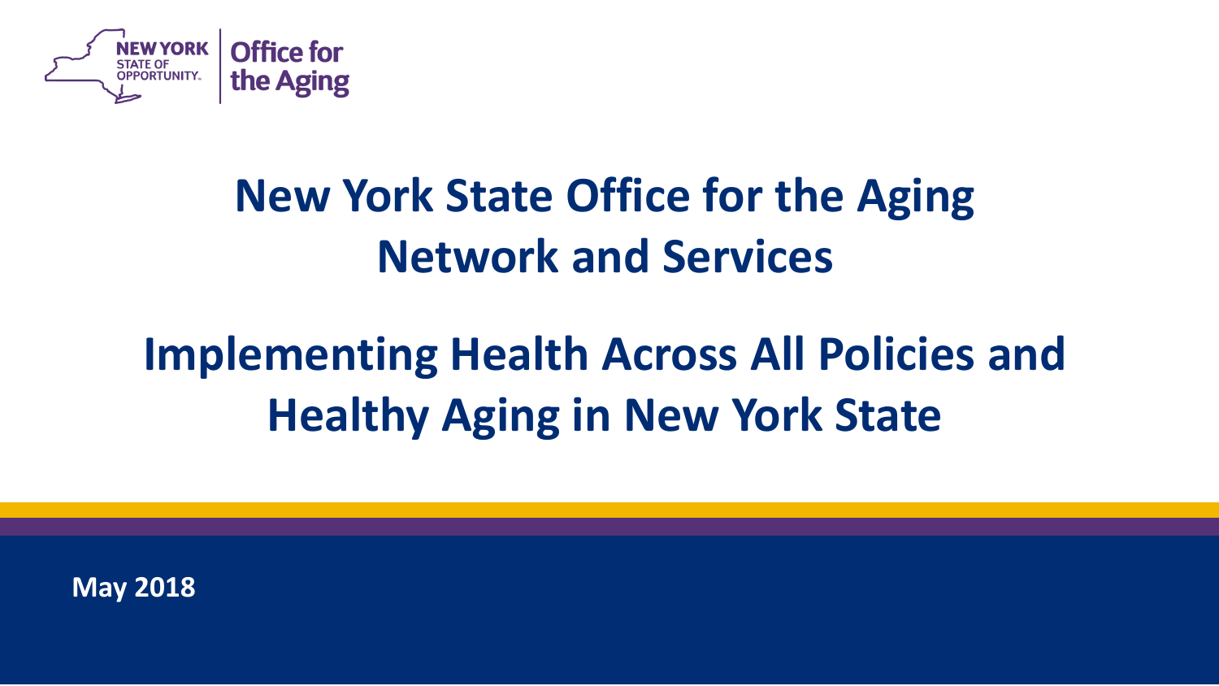NEW YORK STATE OF OPPORTUNITY. | Office for the Aging

# New York State Office for the Aging Network and Services

# Implementing Health Across All Policies and Healthy Aging in New York State

**May 2018**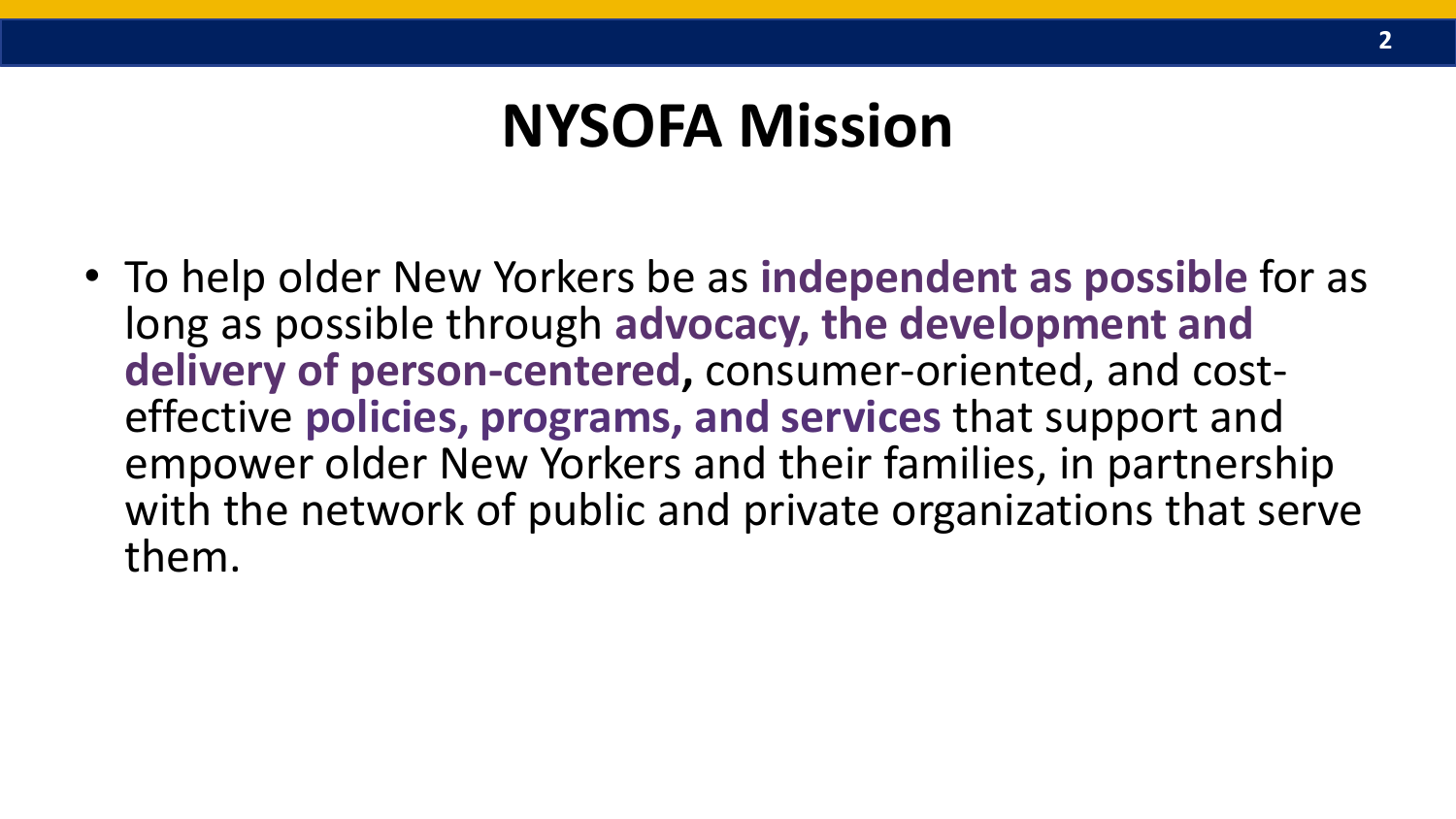# NYSOFA Mission

- To help older New Yorkers be as **independent as possible** for as long as possible through **advocacy, the development and delivery of person-centered,** consumer-oriented, and cost-effective **policies, programs, and services** that support and empower older New Yorkers and their families, in partnership with the network of public and private organizations that serve them.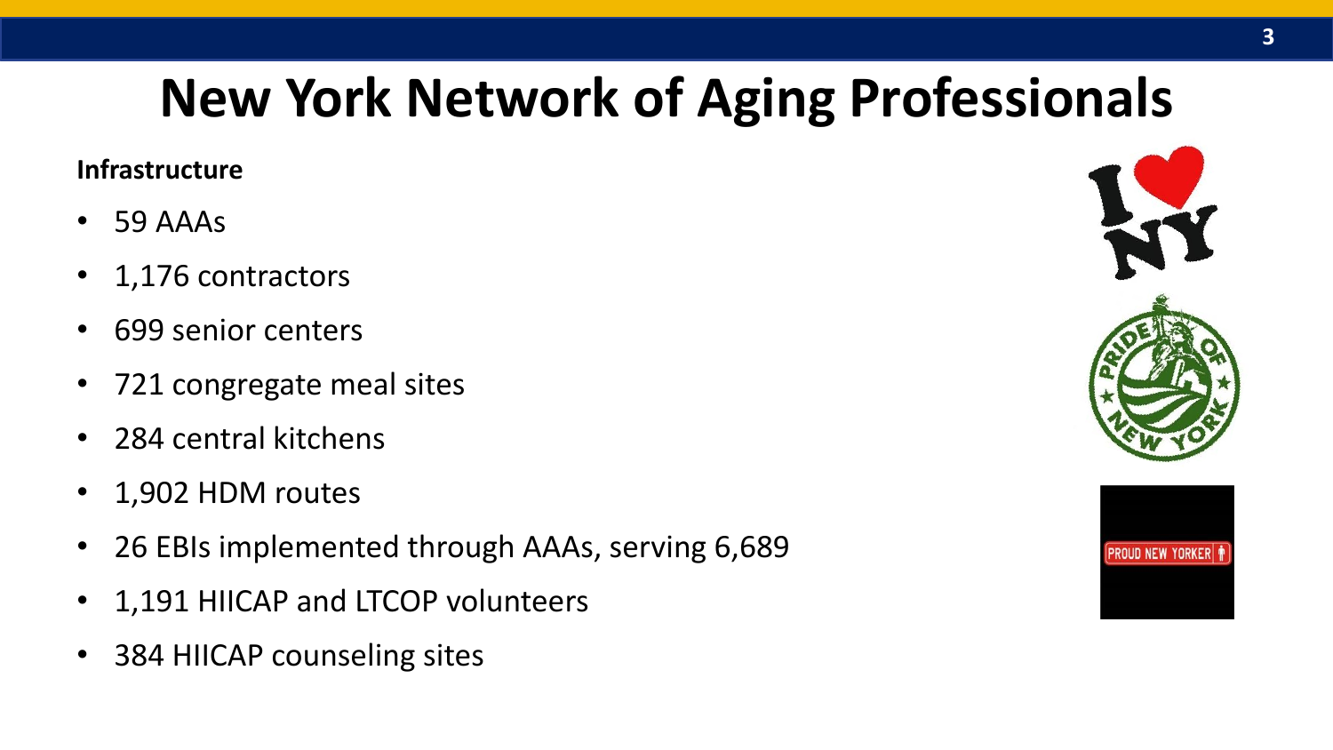# New York Network of Aging Professionals

**Infrastructure**

- 59 AAAs
- 1,176 contractors
- 699 senior centers
- 721 congregate meal sites
- 284 central kitchens
- 1,902 HDM routes
- 26 EBIs implemented through AAAs, serving 6,689
- 1,191 HIICAP and LTCOP volunteers
- 384 HIICAP counseling sites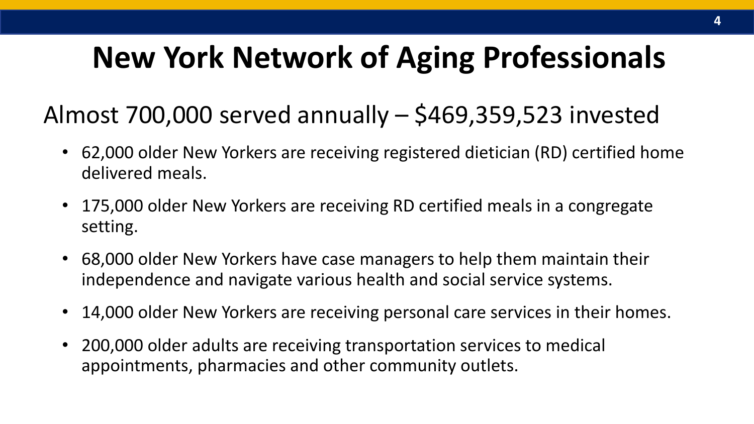# New York Network of Aging Professionals

## Almost 700,000 served annually – $469,359,523 invested

- 62,000 older New Yorkers are receiving registered dietician (RD) certified home delivered meals.
- 175,000 older New Yorkers are receiving RD certified meals in a congregate setting.
- 68,000 older New Yorkers have case managers to help them maintain their independence and navigate various health and social service systems.
- 14,000 older New Yorkers are receiving personal care services in their homes.
- 200,000 older adults are receiving transportation services to medical appointments, pharmacies and other community outlets.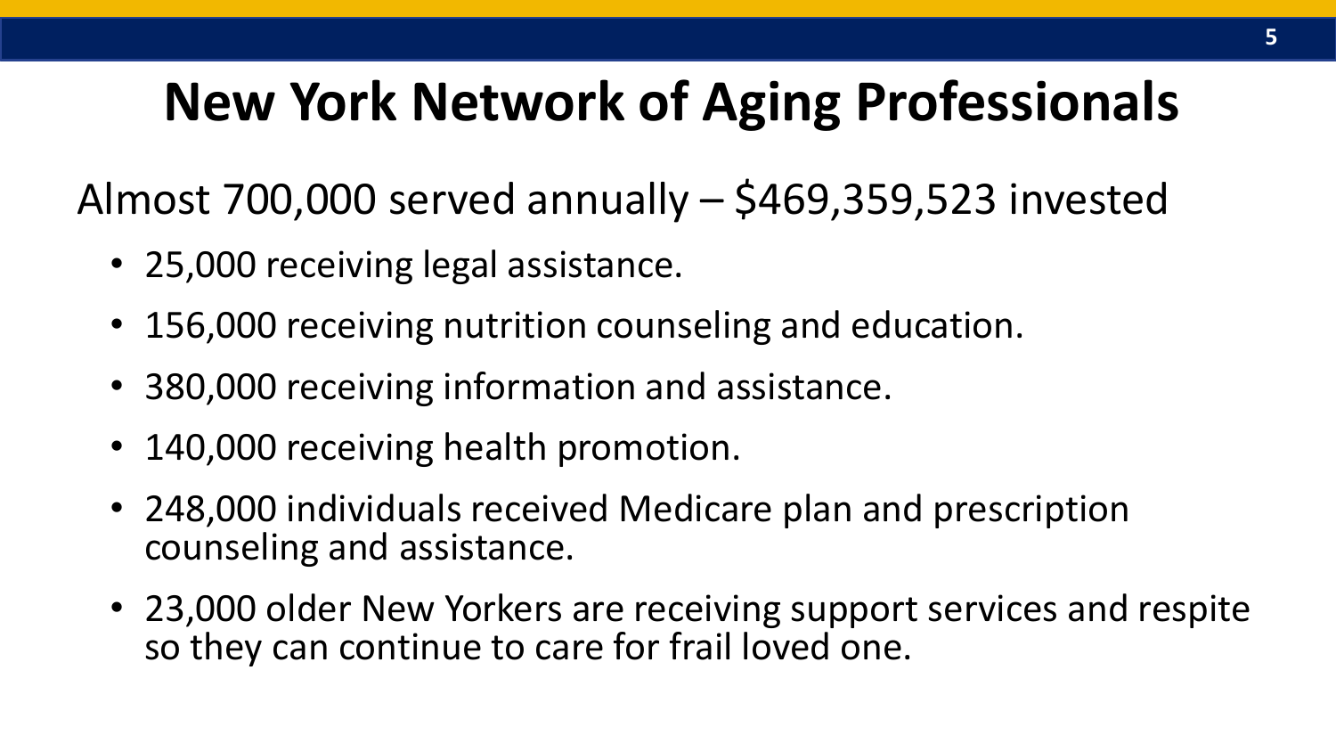# New York Network of Aging Professionals

Almost 700,000 served annually – $469,359,523 invested

- 25,000 receiving legal assistance.
- 156,000 receiving nutrition counseling and education.
- 380,000 receiving information and assistance.
- 140,000 receiving health promotion.
- 248,000 individuals received Medicare plan and prescription counseling and assistance.
- 23,000 older New Yorkers are receiving support services and respite so they can continue to care for frail loved one.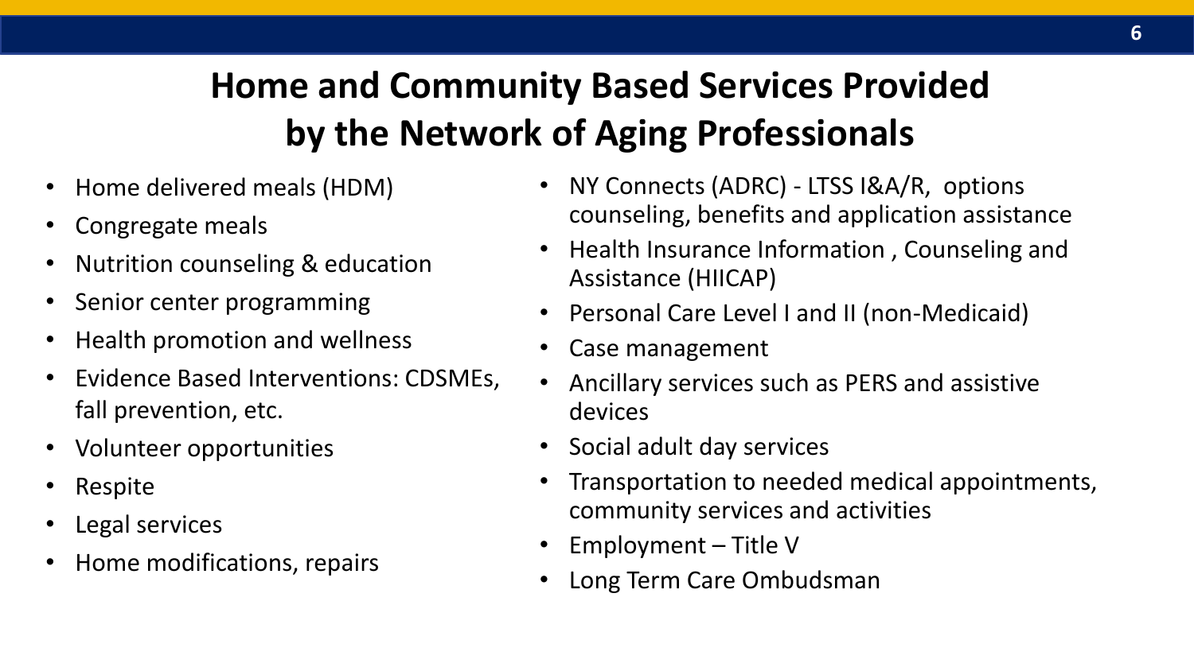# Home and Community Based Services Provided by the Network of Aging Professionals

- Home delivered meals (HDM)
- Congregate meals
- Nutrition counseling & education
- Senior center programming
- Health promotion and wellness
- Evidence Based Interventions: CDSMEs, fall prevention, etc.
- Volunteer opportunities
- Respite
- Legal services
- Home modifications, repairs
- NY Connects (ADRC) - LTSS I&A/R, options counseling, benefits and application assistance
- Health Insurance Information , Counseling and Assistance (HIICAP)
- Personal Care Level I and II (non-Medicaid)
- Case management
- Ancillary services such as PERS and assistive devices
- Social adult day services
- Transportation to needed medical appointments, community services and activities
- Employment – Title V
- Long Term Care Ombudsman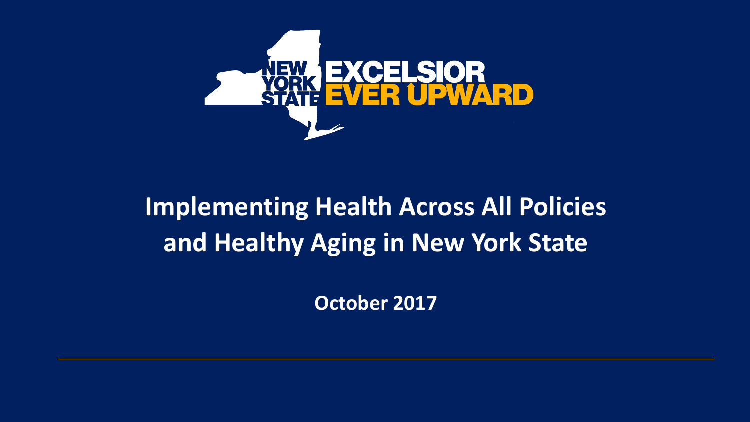NEW YORK STATE EXCELSIOR EVER UPWARD

# Implementing Health Across All Policies and Healthy Aging in New York State

**October 2017**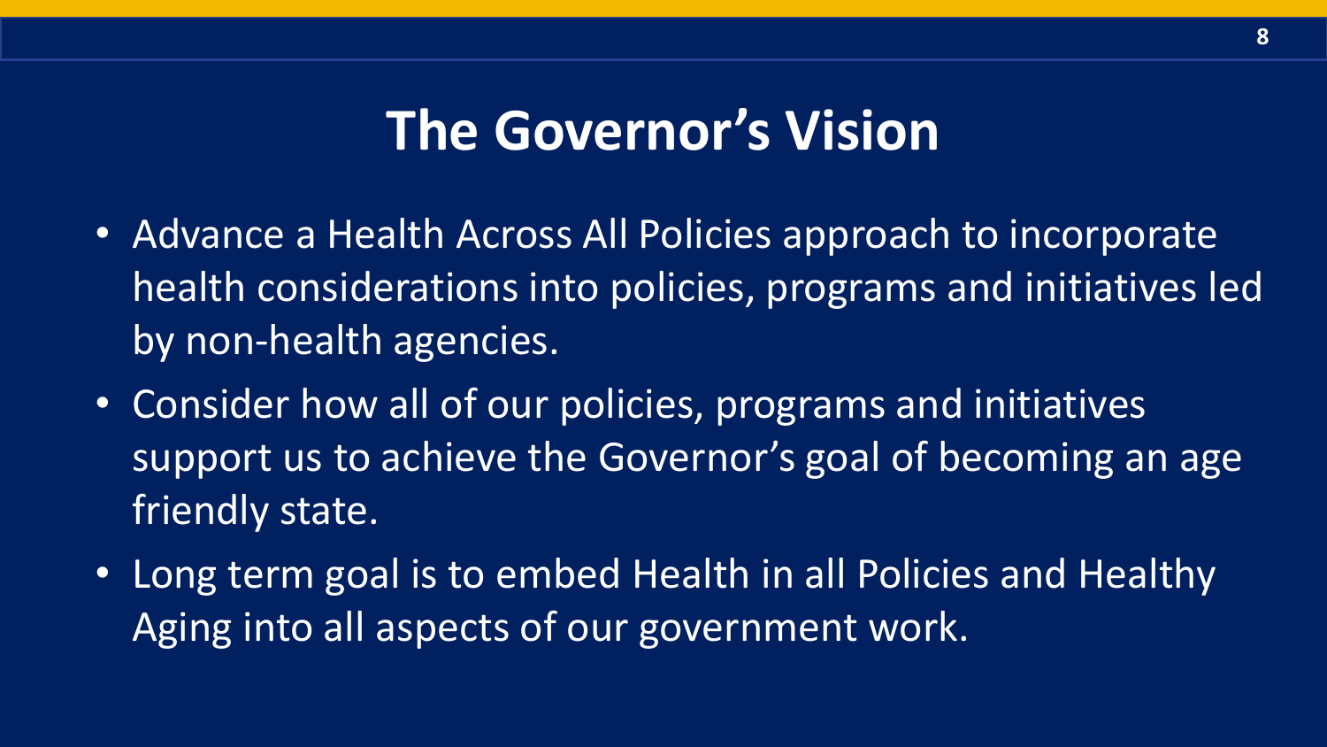# The Governor's Vision

- Advance a Health Across All Policies approach to incorporate health considerations into policies, programs and initiatives led by non-health agencies.
- Consider how all of our policies, programs and initiatives support us to achieve the Governor's goal of becoming an age friendly state.
- Long term goal is to embed Health in all Policies and Healthy Aging into all aspects of our government work.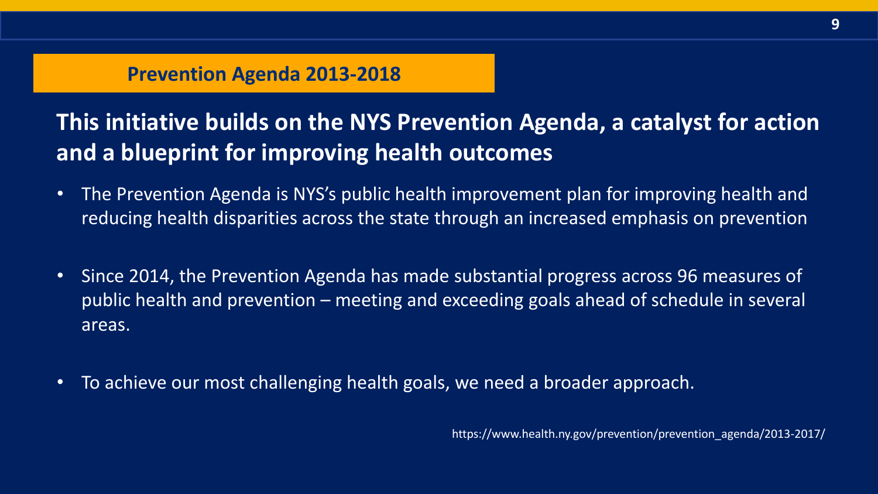## Prevention Agenda 2013-2018

### This initiative builds on the NYS Prevention Agenda, a catalyst for action and a blueprint for improving health outcomes

- The Prevention Agenda is NYS's public health improvement plan for improving health and reducing health disparities across the state through an increased emphasis on prevention
- Since 2014, the Prevention Agenda has made substantial progress across 96 measures of public health and prevention – meeting and exceeding goals ahead of schedule in several areas.
- To achieve our most challenging health goals, we need a broader approach.

https://www.health.ny.gov/prevention/prevention_agenda/2013-2017/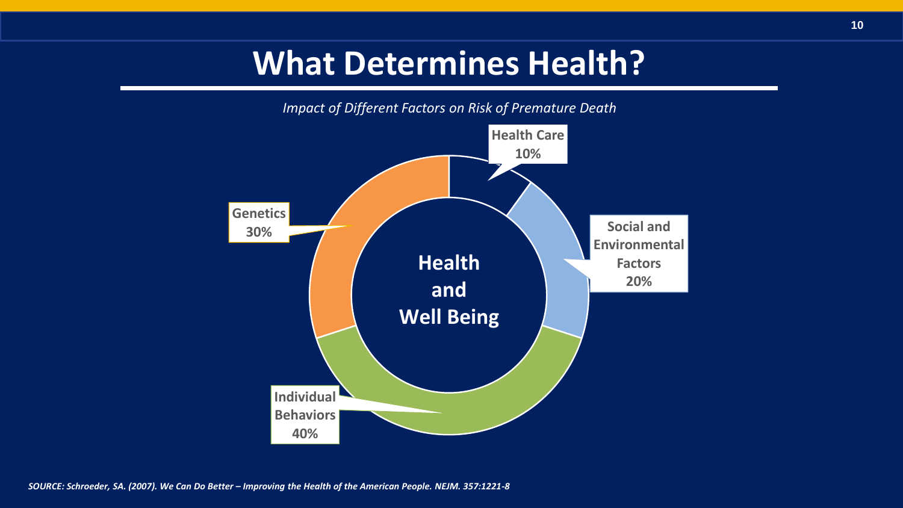# What Determines Health?

*Impact of Different Factors on Risk of Premature Death*

**Health and Well Being**

- **Individual Behaviors 40%**
- **Genetics 30%**
- **Social and Environmental Factors 20%**
- **Health Care 10%**

***SOURCE: Schroeder, SA. (2007). We Can Do Better – Improving the Health of the American People. NEJM. 357:1221-8***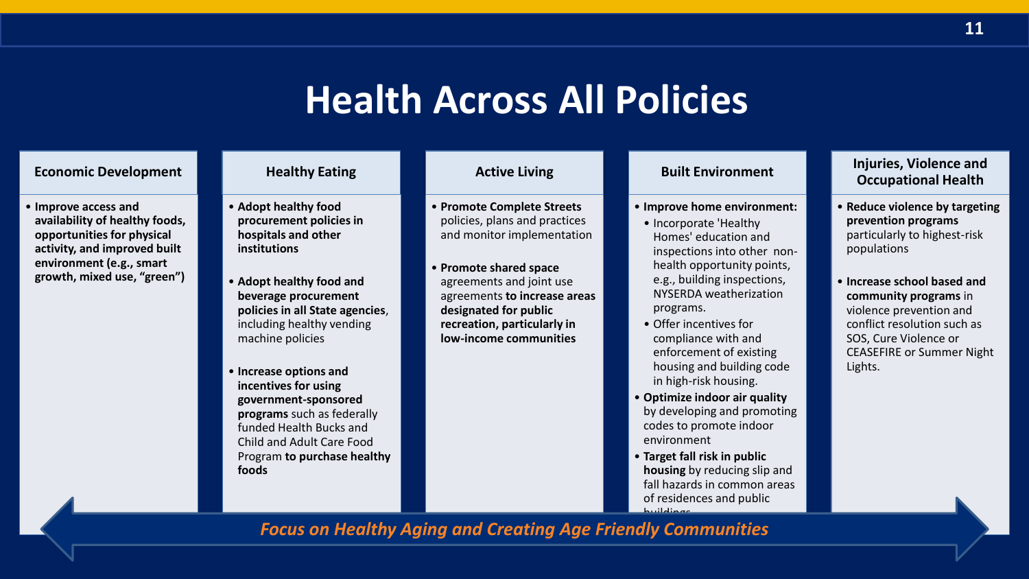# Health Across All Policies

## Economic Development

- **Improve access and availability of healthy foods, opportunities for physical activity, and improved built environment (e.g., smart growth, mixed use, "green")**

## Healthy Eating

- **Adopt healthy food procurement policies in hospitals and other institutions**
- **Adopt healthy food and beverage procurement policies in all State agencies**, including healthy vending machine policies
- **Increase options and incentives for using government-sponsored programs** such as federally funded Health Bucks and Child and Adult Care Food Program **to purchase healthy foods**

## Active Living

- **Promote Complete Streets** policies, plans and practices and monitor implementation
- **Promote shared space** agreements and joint use agreements **to increase areas designated for public recreation, particularly in low-income communities**

## Built Environment

- **Improve home environment:**
  - Incorporate 'Healthy Homes' education and inspections into other non-health opportunity points, e.g., building inspections, NYSERDA weatherization programs.
  - Offer incentives for compliance with and enforcement of existing housing and building code in high-risk housing.
- **Optimize indoor air quality** by developing and promoting codes to promote indoor environment
- **Target fall risk in public housing** by reducing slip and fall hazards in common areas of residences and public buildings

## Injuries, Violence and Occupational Health

- **Reduce violence by targeting prevention programs** particularly to highest-risk populations
- **Increase school based and community programs** in violence prevention and conflict resolution such as SOS, Cure Violence or CEASEFIRE or Summer Night Lights.

*Focus on Healthy Aging and Creating Age Friendly Communities*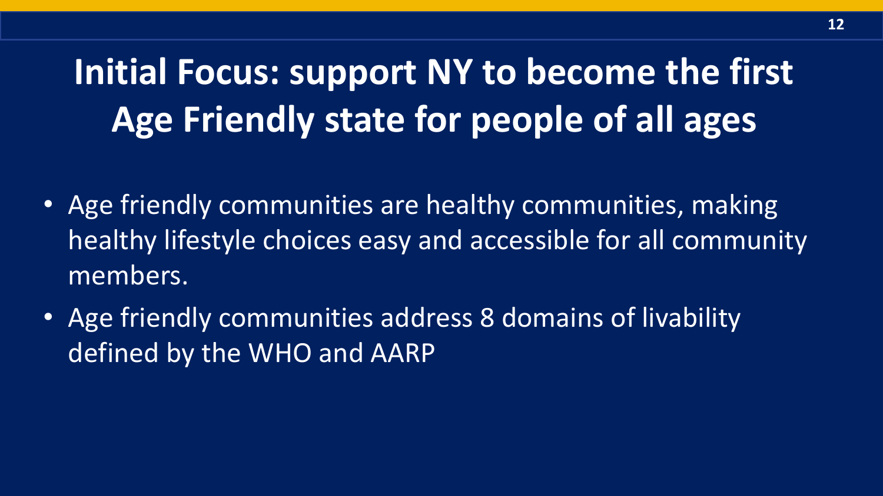# Initial Focus: support NY to become the first Age Friendly state for people of all ages

- Age friendly communities are healthy communities, making healthy lifestyle choices easy and accessible for all community members.
- Age friendly communities address 8 domains of livability defined by the WHO and AARP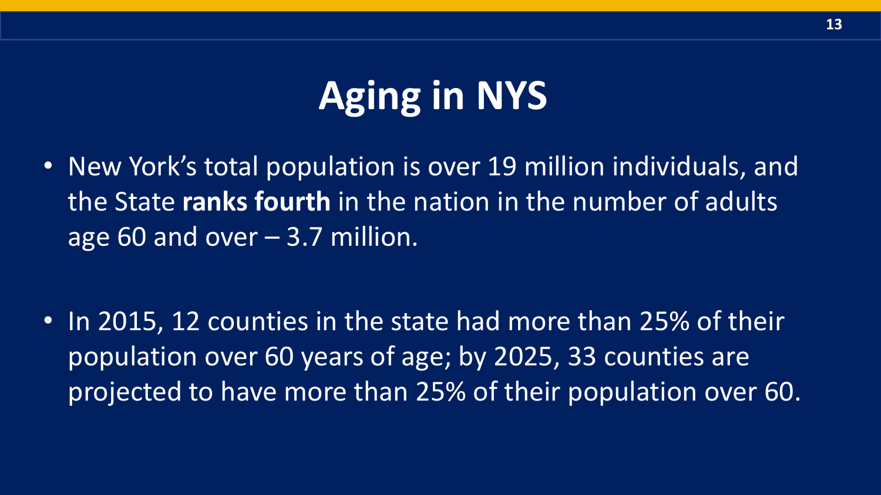# Aging in NYS

- New York's total population is over 19 million individuals, and the State **ranks fourth** in the nation in the number of adults age 60 and over – 3.7 million.

- In 2015, 12 counties in the state had more than 25% of their population over 60 years of age; by 2025, 33 counties are projected to have more than 25% of their population over 60.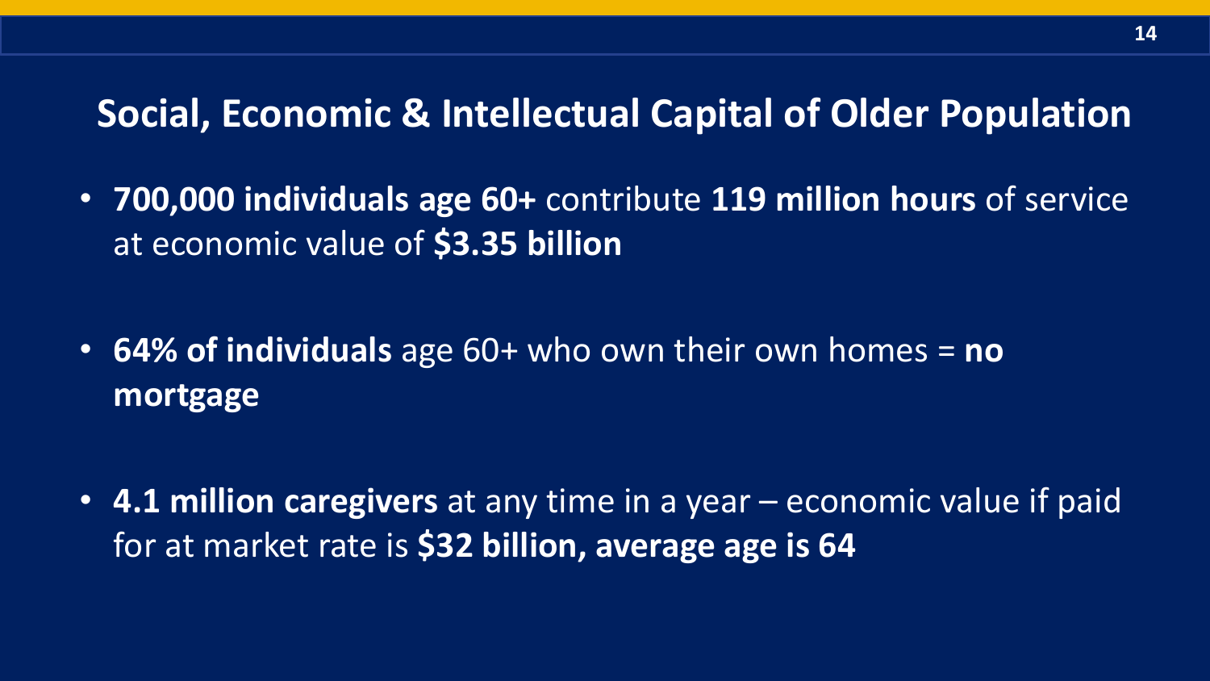## Social, Economic & Intellectual Capital of Older Population

- **700,000 individuals age 60+** contribute **119 million hours** of service at economic value of **$3.35 billion**

- **64% of individuals** age 60+ who own their own homes = **no mortgage**

- **4.1 million caregivers** at any time in a year – economic value if paid for at market rate is **$32 billion, average age is 64**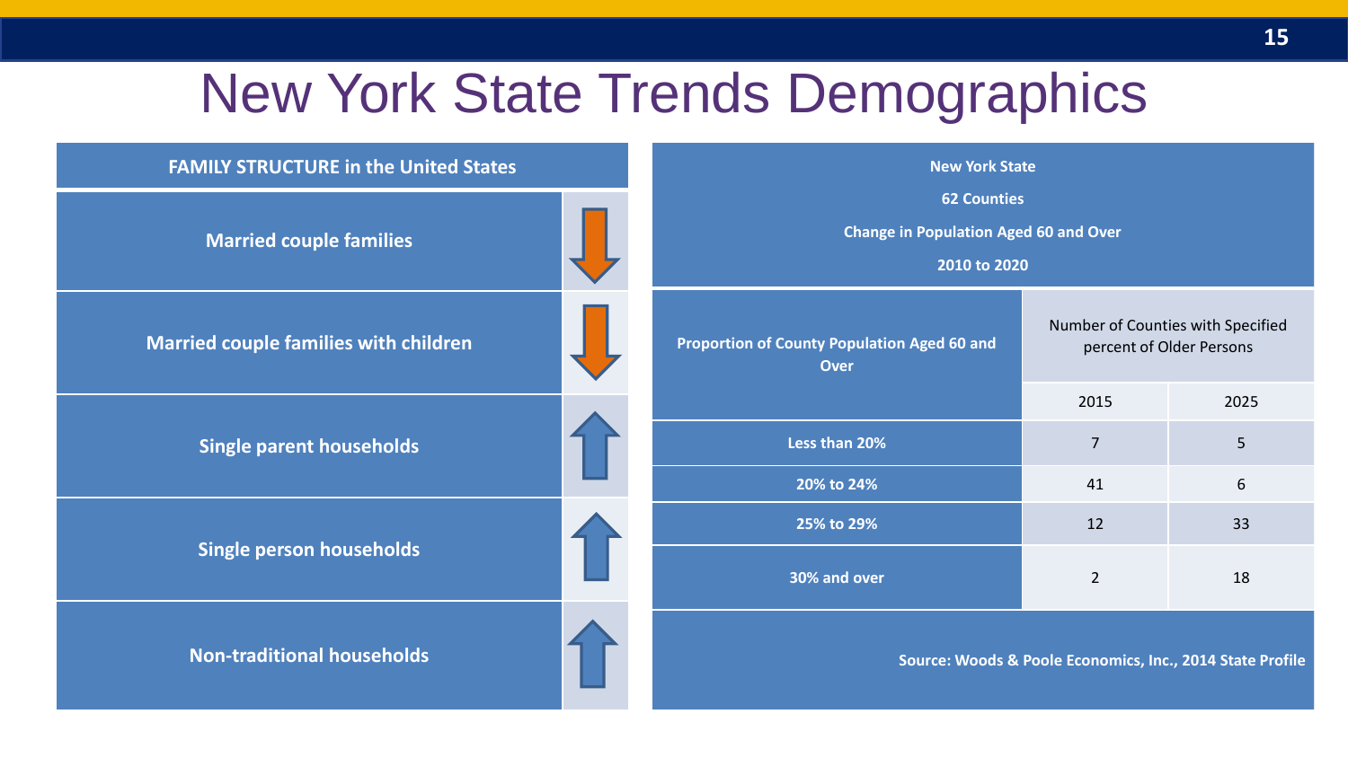# New York State Trends Demographics

| FAMILY STRUCTURE in the United States | |
|---|---|
| Married couple families | ↓ |
| Married couple families with children | ↓ |
| Single parent households | ↑ |
| Single person households | ↑ |
| Non-traditional households | ↑ |

**New York State**

**62 Counties**

**Change in Population Aged 60 and Over**

**2010 to 2020**

| Proportion of County Population Aged 60 and Over | Number of Counties with Specified percent of Older Persons | |
|---|---|---|
| | 2015 | 2025 |
| Less than 20% | 7 | 5 |
| 20% to 24% | 41 | 6 |
| 25% to 29% | 12 | 33 |
| 30% and over | 2 | 18 |

Source: Woods & Poole Economics, Inc., 2014 State Profile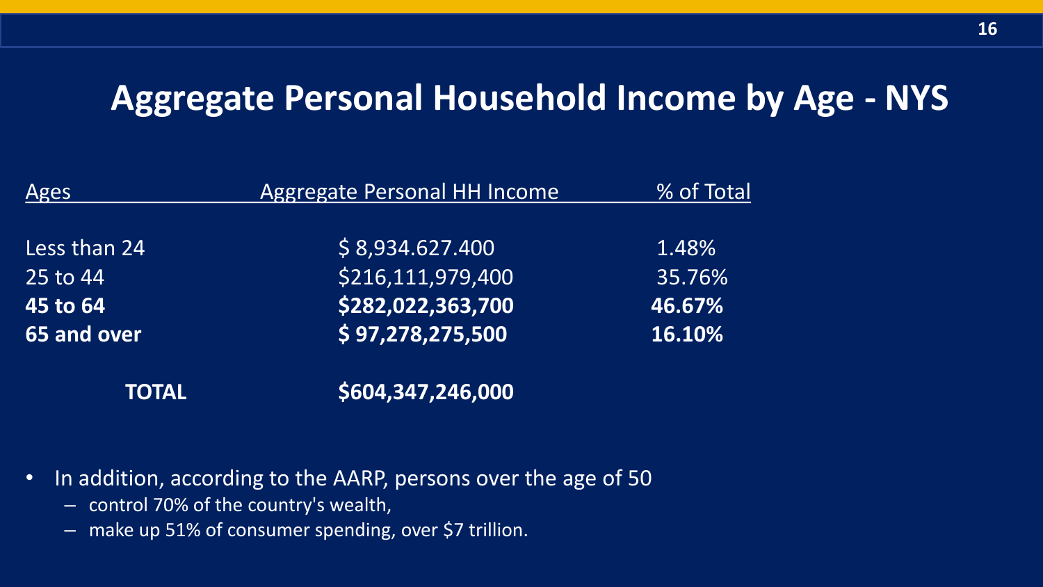# Aggregate Personal Household Income by Age - NYS

| Ages | Aggregate Personal HH Income | % of Total |
|---|---|---|
| Less than 24 | $ 8,934.627.400 | 1.48% |
| 25 to 44 | $216,111,979,400 | 35.76% |
| **45 to 64** | **$282,022,363,700** | **46.67%** |
| **65 and over** | **$ 97,278,275,500** | **16.10%** |
| **TOTAL** | **$604,347,246,000** | |

- In addition, according to the AARP, persons over the age of 50
  - control 70% of the country's wealth,
  - make up 51% of consumer spending, over $7 trillion.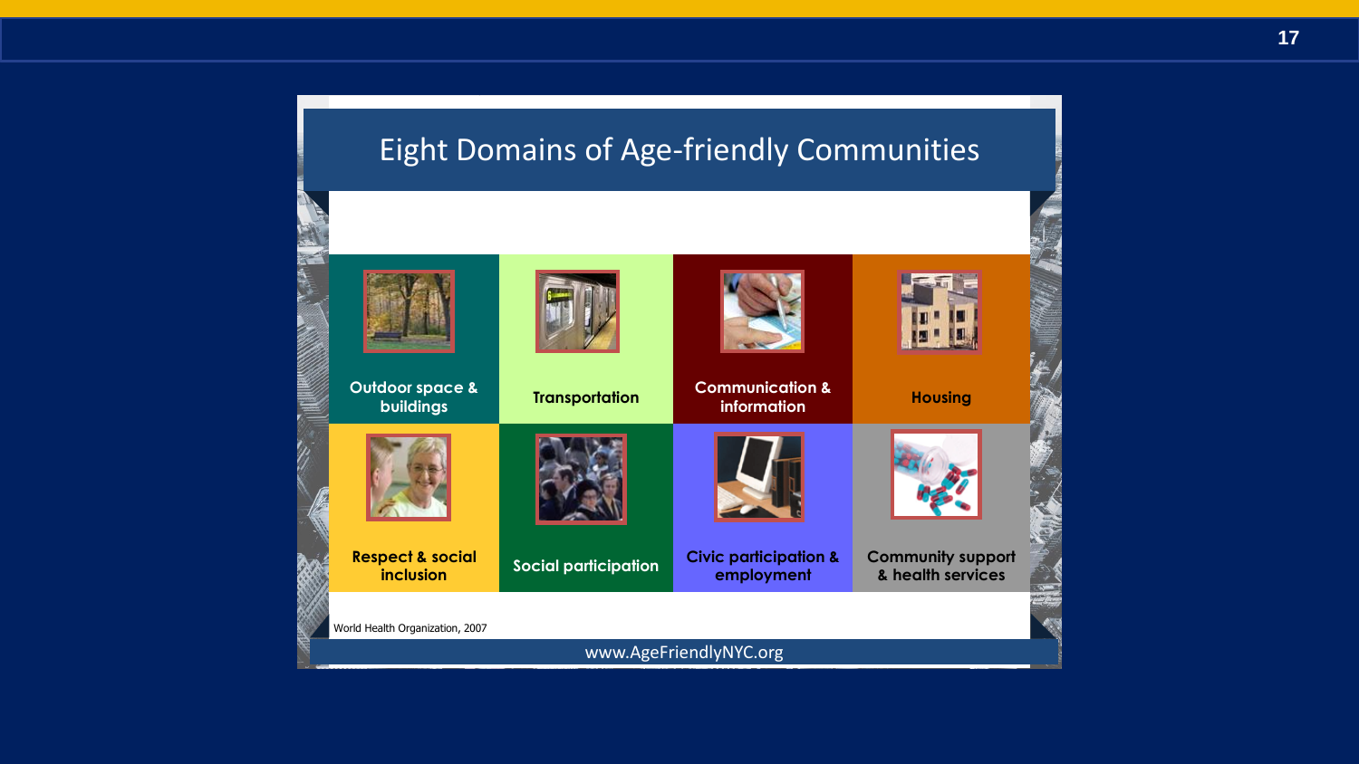# Eight Domains of Age-friendly Communities

| | | | |
|---|---|---|---|
| Outdoor space & buildings | Transportation | Communication & information | Housing |
| Respect & social inclusion | Social participation | Civic participation & employment | Community support & health services |

World Health Organization, 2007

www.AgeFriendlyNYC.org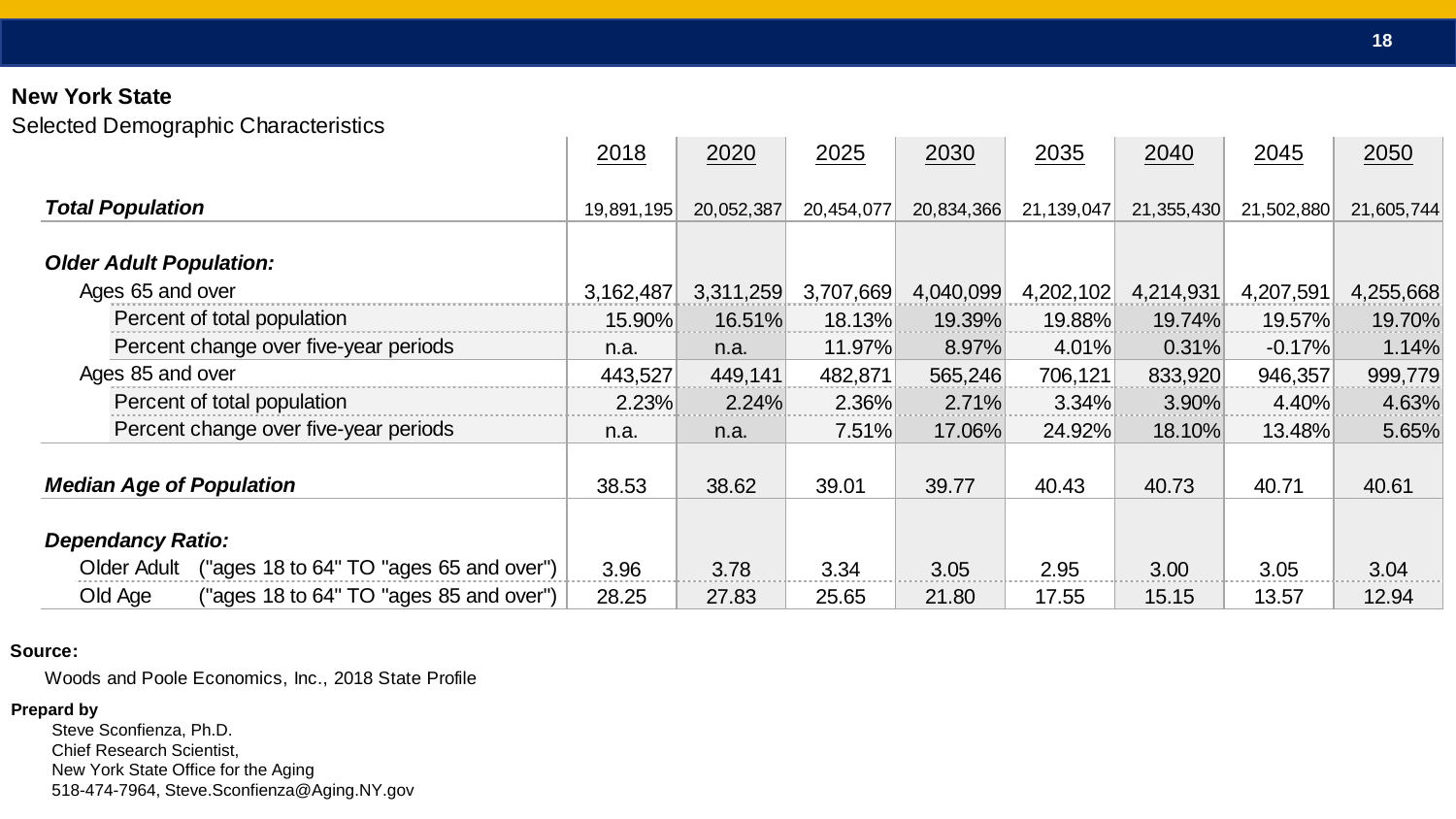## New York State

Selected Demographic Characteristics

| | 2018 | 2020 | 2025 | 2030 | 2035 | 2040 | 2045 | 2050 |
|---|---|---|---|---|---|---|---|---|
| ***Total Population*** | 19,891,195 | 20,052,387 | 20,454,077 | 20,834,366 | 21,139,047 | 21,355,430 | 21,502,880 | 21,605,744 |
| ***Older Adult Population:*** | | | | | | | | |
| Ages 65 and over | 3,162,487 | 3,311,259 | 3,707,669 | 4,040,099 | 4,202,102 | 4,214,931 | 4,207,591 | 4,255,668 |
| Percent of total population | 15.90% | 16.51% | 18.13% | 19.39% | 19.88% | 19.74% | 19.57% | 19.70% |
| Percent change over five-year periods | n.a. | n.a. | 11.97% | 8.97% | 4.01% | 0.31% | -0.17% | 1.14% |
| Ages 85 and over | 443,527 | 449,141 | 482,871 | 565,246 | 706,121 | 833,920 | 946,357 | 999,779 |
| Percent of total population | 2.23% | 2.24% | 2.36% | 2.71% | 3.34% | 3.90% | 4.40% | 4.63% |
| Percent change over five-year periods | n.a. | n.a. | 7.51% | 17.06% | 24.92% | 18.10% | 13.48% | 5.65% |
| ***Median Age of Population*** | 38.53 | 38.62 | 39.01 | 39.77 | 40.43 | 40.73 | 40.71 | 40.61 |
| ***Dependancy Ratio:*** | | | | | | | | |
| Older Adult ("ages 18 to 64" TO "ages 65 and over") | 3.96 | 3.78 | 3.34 | 3.05 | 2.95 | 3.00 | 3.05 | 3.04 |
| Old Age ("ages 18 to 64" TO "ages 85 and over") | 28.25 | 27.83 | 25.65 | 21.80 | 17.55 | 15.15 | 13.57 | 12.94 |

**Source:**

Woods and Poole Economics, Inc., 2018 State Profile

**Prepard by**

Steve Sconfienza, Ph.D.
Chief Research Scientist,
New York State Office for the Aging
518-474-7964, Steve.Sconfienza@Aging.NY.gov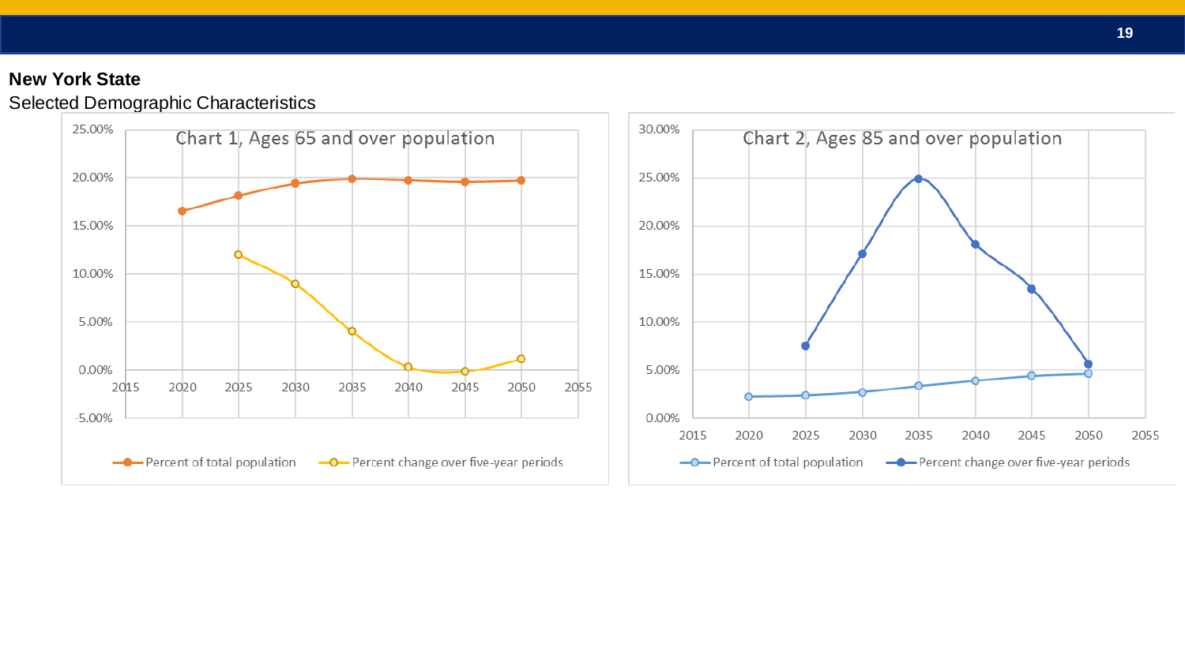**New York State**

Selected Demographic Characteristics

Chart 1, Ages 65 and over population

Chart 2, Ages 85 and over population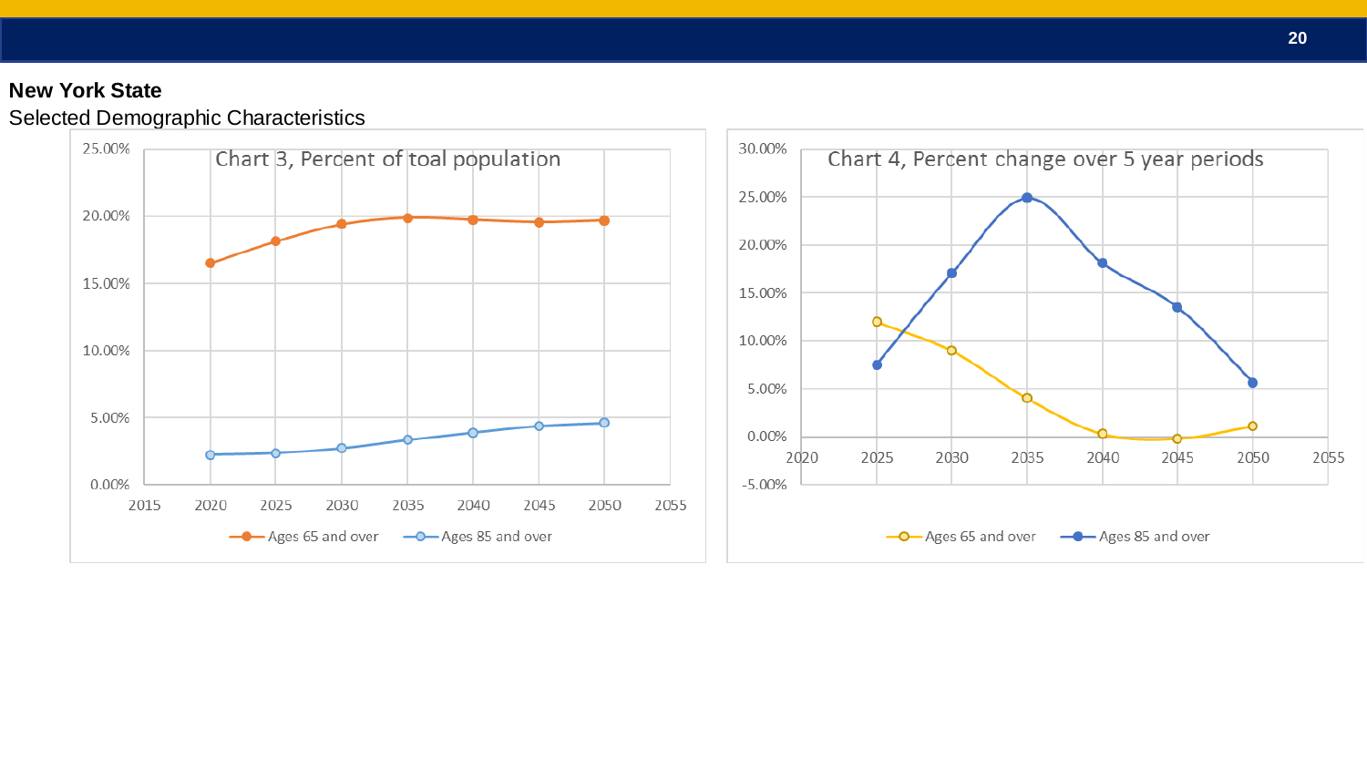## New York State

Selected Demographic Characteristics

Chart 3, Percent of toal population

Chart 4, Percent change over 5 year periods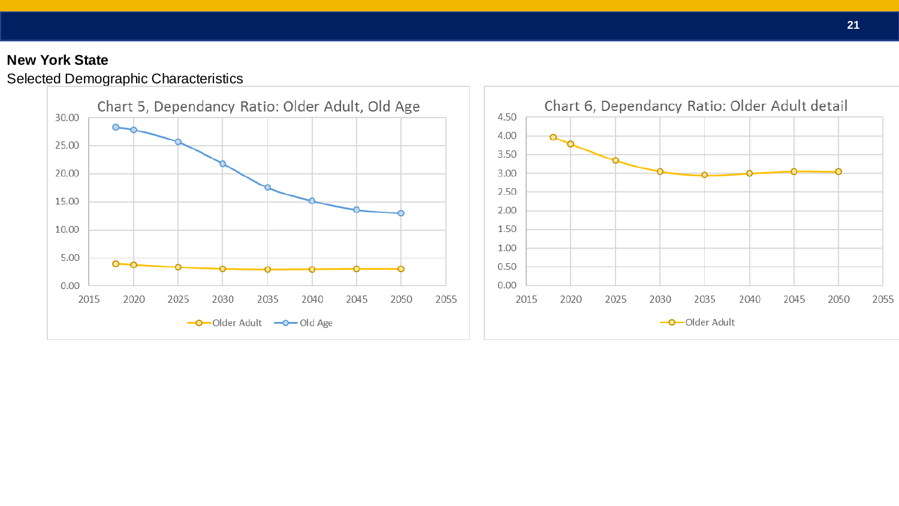**New York State**

Selected Demographic Characteristics

Chart 5, Dependancy Ratio: Older Adult, Old Age

Chart 6, Dependancy Ratio: Older Adult detail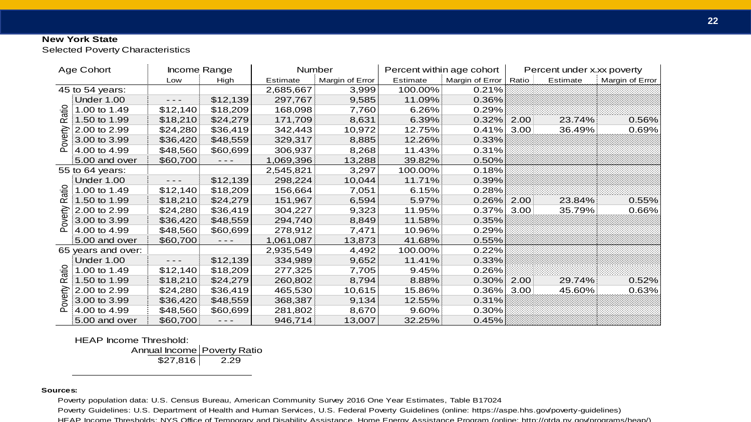**New York State**

Selected Poverty Characteristics

| Age Cohort | | Income Range | | Number | | Percent within age cohort | | Percent under x.xx poverty | | |
|---|---|---|---|---|---|---|---|---|---|---|
| | | Low | High | Estimate | Margin of Error | Estimate | Margin of Error | Ratio | Estimate | Margin of Error |
| 45 to 54 years: | | | | 2,685,667 | 3,999 | 100.00% | 0.21% | | | |
| Poverty Ratio | Under 1.00 | - - - | $12,139 | 297,767 | 9,585 | 11.09% | 0.36% | | | |
| | 1.00 to 1.49 | $12,140 | $18,209 | 168,098 | 7,760 | 6.26% | 0.29% | | | |
| | 1.50 to 1.99 | $18,210 | $24,279 | 171,709 | 8,631 | 6.39% | 0.32% | 2.00 | 23.74% | 0.56% |
| | 2.00 to 2.99 | $24,280 | $36,419 | 342,443 | 10,972 | 12.75% | 0.41% | 3.00 | 36.49% | 0.69% |
| | 3.00 to 3.99 | $36,420 | $48,559 | 329,317 | 8,885 | 12.26% | 0.33% | | | |
| | 4.00 to 4.99 | $48,560 | $60,699 | 306,937 | 8,268 | 11.43% | 0.31% | | | |
| | 5.00 and over | $60,700 | - - - | 1,069,396 | 13,288 | 39.82% | 0.50% | | | |
| 55 to 64 years: | | | | 2,545,821 | 3,297 | 100.00% | 0.18% | | | |
| Poverty Ratio | Under 1.00 | - - - | $12,139 | 298,224 | 10,044 | 11.71% | 0.39% | | | |
| | 1.00 to 1.49 | $12,140 | $18,209 | 156,664 | 7,051 | 6.15% | 0.28% | | | |
| | 1.50 to 1.99 | $18,210 | $24,279 | 151,967 | 6,594 | 5.97% | 0.26% | 2.00 | 23.84% | 0.55% |
| | 2.00 to 2.99 | $24,280 | $36,419 | 304,227 | 9,323 | 11.95% | 0.37% | 3.00 | 35.79% | 0.66% |
| | 3.00 to 3.99 | $36,420 | $48,559 | 294,740 | 8,849 | 11.58% | 0.35% | | | |
| | 4.00 to 4.99 | $48,560 | $60,699 | 278,912 | 7,471 | 10.96% | 0.29% | | | |
| | 5.00 and over | $60,700 | - - - | 1,061,087 | 13,873 | 41.68% | 0.55% | | | |
| 65 years and over: | | | | 2,935,549 | 4,492 | 100.00% | 0.22% | | | |
| Poverty Ratio | Under 1.00 | - - - | $12,139 | 334,989 | 9,652 | 11.41% | 0.33% | | | |
| | 1.00 to 1.49 | $12,140 | $18,209 | 277,325 | 7,705 | 9.45% | 0.26% | | | |
| | 1.50 to 1.99 | $18,210 | $24,279 | 260,802 | 8,794 | 8.88% | 0.30% | 2.00 | 29.74% | 0.52% |
| | 2.00 to 2.99 | $24,280 | $36,419 | 465,530 | 10,615 | 15.86% | 0.36% | 3.00 | 45.60% | 0.63% |
| | 3.00 to 3.99 | $36,420 | $48,559 | 368,387 | 9,134 | 12.55% | 0.31% | | | |
| | 4.00 to 4.99 | $48,560 | $60,699 | 281,802 | 8,670 | 9.60% | 0.30% | | | |
| | 5.00 and over | $60,700 | - - - | 946,714 | 13,007 | 32.25% | 0.45% | | | |

HEAP Income Threshold:

| Annual Income | Poverty Ratio |
|---|---|
| $27,816 | 2.29 |

**Sources:**

Poverty population data: U.S. Census Bureau, American Community Survey 2016 One Year Estimates, Table B17024

Poverty Guidelines: U.S. Department of Health and Human Services, U.S. Federal Poverty Guidelines (online: https://aspe.hhs.gov/poverty-guidelines)

HEAP Income Thresholds: NYS Office of Temporary and Disability Assistance, Home Energy Assistance Program (online: http://otda.ny.gov/programs/heap/)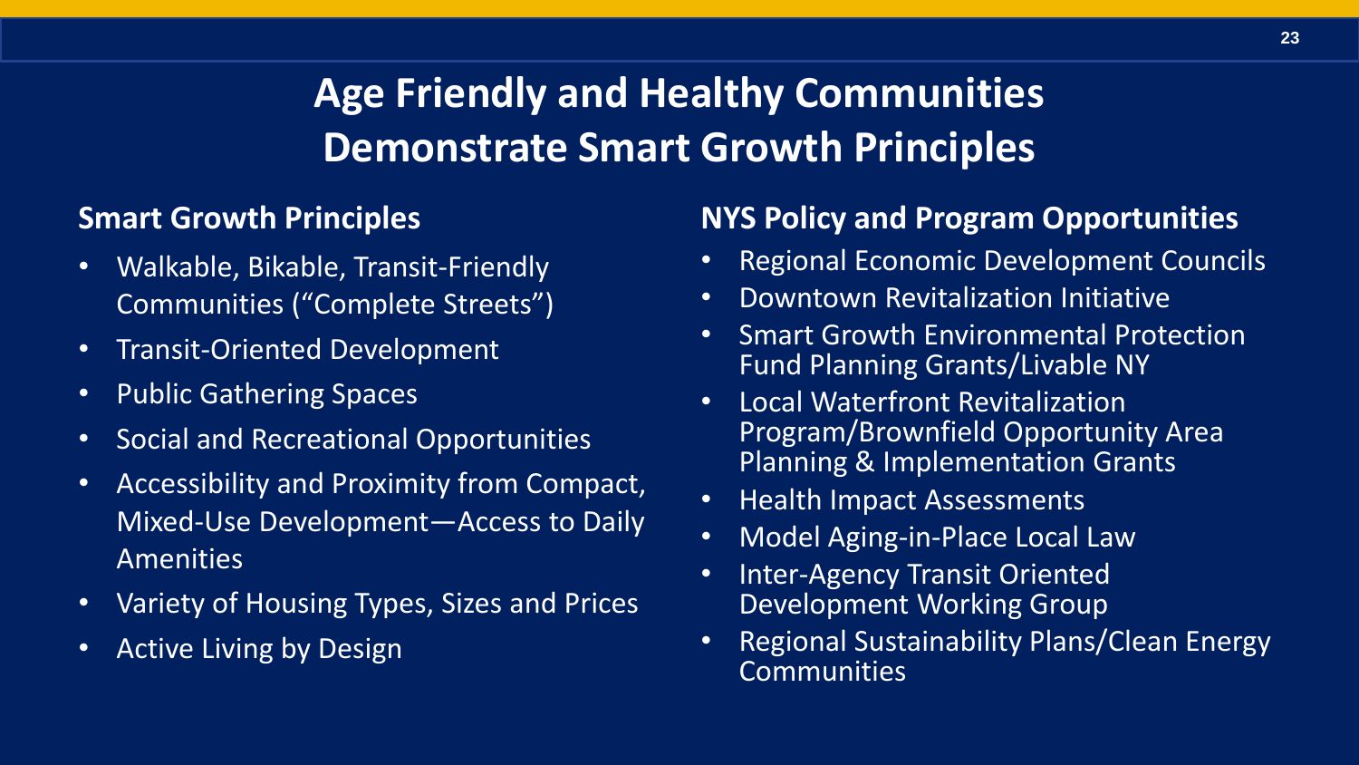# Age Friendly and Healthy Communities Demonstrate Smart Growth Principles

## Smart Growth Principles

- Walkable, Bikable, Transit-Friendly Communities ("Complete Streets")
- Transit-Oriented Development
- Public Gathering Spaces
- Social and Recreational Opportunities
- Accessibility and Proximity from Compact, Mixed-Use Development—Access to Daily Amenities
- Variety of Housing Types, Sizes and Prices
- Active Living by Design

## NYS Policy and Program Opportunities

- Regional Economic Development Councils
- Downtown Revitalization Initiative
- Smart Growth Environmental Protection Fund Planning Grants/Livable NY
- Local Waterfront Revitalization Program/Brownfield Opportunity Area Planning & Implementation Grants
- Health Impact Assessments
- Model Aging-in-Place Local Law
- Inter-Agency Transit Oriented Development Working Group
- Regional Sustainability Plans/Clean Energy Communities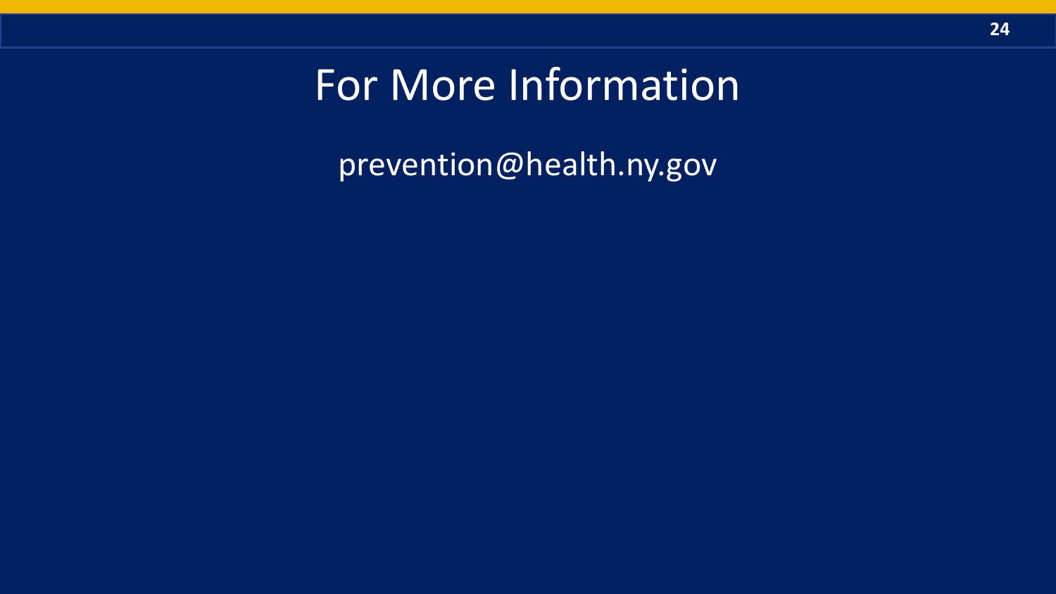# For More Information

prevention@health.ny.gov